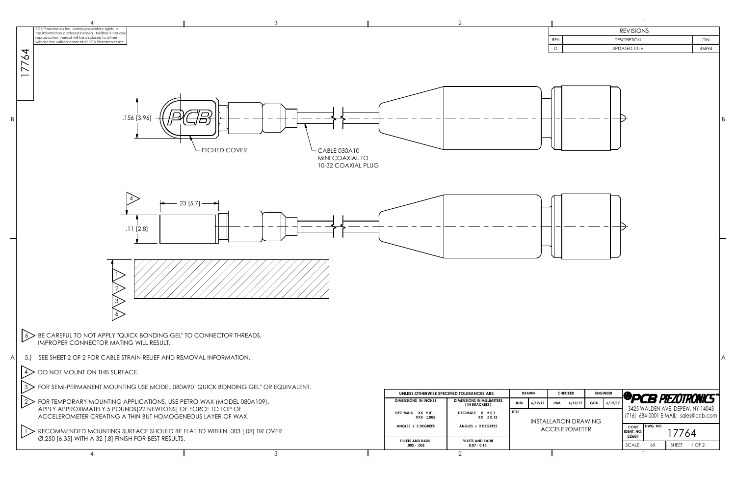PCB Piezotronics Inc. claims proprietary rights in the information disclosed hereon. Neither it nor any reproduction thereof will be disclosed to others without the written consent of PCB Piezotronics Inc.

17764

| REVISIONS | | |
|---|---|---|
| REV | DESCRIPTION | DIN |
| D | UPDATED TITLE | 46894 |

.156 [3.96]

ETCHED COVER

CABLE 030A10
MINI COAXIAL TO
10-32 COAXIAL PLUG

.23 [5.7]

.11 [2.8]

6. BE CAREFUL TO NOT APPLY "QUICK BONDING GEL" TO CONNECTOR THREADS, IMPROPER CONNECTOR MATING WILL RESULT.

5.) SEE SHEET 2 OF 2 FOR CABLE STRAIN RELIEF AND REMOVAL INFORMATION.

4. DO NOT MOUNT ON THIS SURFACE.

3. FOR SEMI-PERMANENT MOUNTING USE MODEL 080A90 "QUICK BONDING GEL" OR EQUIVALENT.

2. FOR TEMPORARY MOUNTING APPLICATIONS, USE PETRO WAX (MODEL 080A109). APPLY APPROXIMATELY 5 POUNDS[22 NEWTONS] OF FORCE TO TOP OF ACCELEROMETER CREATING A THIN BUT HOMOGENEOUS LAYER OF WAX.

1. RECOMMENDED MOUNTING SURFACE SHOULD BE FLAT TO WITHIN .003 [.08] TIR OVER Ø.250 [6.35] WITH A 32 [.8] FINISH FOR BEST RESULTS.

| UNLESS OTHERWISE SPECIFIED TOLERANCES ARE: | |
|---|---|
| DIMENSIONS IN INCHES | DIMENSIONS IN MILLIMETERS [ IN BRACKETS ] |
| DECIMALS XX ±.01, XXX ±.005 | DECIMALS X ±0.3, XX ±0.13 |
| ANGLES ± 2 DEGREES | ANGLES ± 2 DEGREES |
| FILLETS AND RADII .003 - .005 | FILLETS AND RADII 0.07 - 0.13 |

| DRAWN | | CHECKED | | ENGINEER | |
|---|---|---|---|---|---|
| JDM | 6/12/17 | JDM | 6/12/17 | GCD | 6/12/17 |

TITLE: INSTALLATION DRAWING ACCELEROMETER

PCB PIEZOTRONICS
3425 WALDEN AVE. DEPEW, NY 14043
(716) 684-0001 E-MAIL: sales@pcb.com

| CODE IDENT. NO. | DWG. NO. |
|---|---|
| 52681 | 17764 |

SCALE: 6X | SHEET 1 OF 2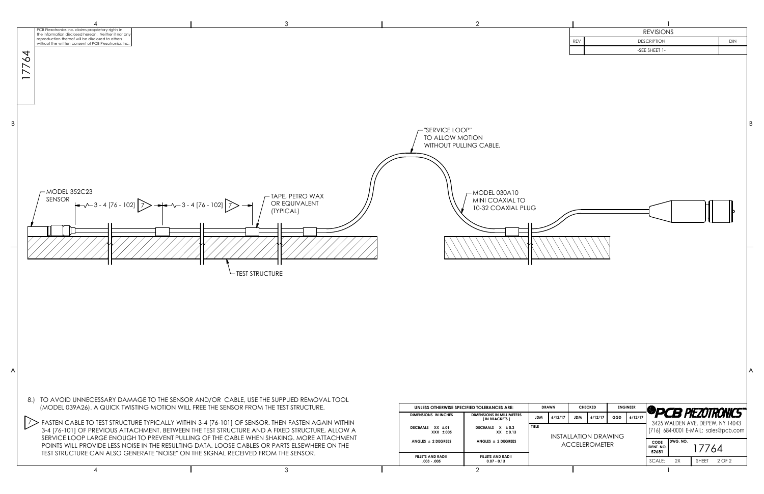PCB Piezotronics Inc. claims proprietary rights in the information disclosed hereon. Neither it nor any reproduction thereof will be disclosed to others without the written consent of PCB Piezotronics Inc.

17764

| REVISIONS | | |
|---|---|---|
| REV | DESCRIPTION | DIN |
| | -SEE SHEET 1- | |

"SERVICE LOOP" TO ALLOW MOTION WITHOUT PULLING CABLE.

MODEL 352C23 SENSOR

3 - 4 [76 - 102] 7

3 - 4 [76 - 102] 7

TAPE, PETRO WAX OR EQUIVALENT (TYPICAL)

MODEL 030A10 MINI COAXIAL TO 10-32 COAXIAL PLUG

TEST STRUCTURE

8.) TO AVOID UNNECESSARY DAMAGE TO THE SENSOR AND/OR CABLE, USE THE SUPPLIED REMOVAL TOOL (MODEL 039A26). A QUICK TWISTING MOTION WILL FREE THE SENSOR FROM THE TEST STRUCTURE.

7 FASTEN CABLE TO TEST STRUCTURE TYPICALLY WITHIN 3-4 [76-101] OF SENSOR. THEN FASTEN AGAIN WITHIN 3-4 [76-101] OF PREVIOUS ATTACHMENT. BETWEEN THE TEST STRUCTURE AND A FIXED STRUCTURE, ALLOW A SERVICE LOOP LARGE ENOUGH TO PREVENT PULLING OF THE CABLE WHEN SHAKING. MORE ATTACHMENT POINTS WILL PROVIDE LESS NOISE IN THE RESULTING DATA. LOOSE CABLES OR PARTS ELSEWHERE ON THE TEST STRUCTURE CAN ALSO GENERATE "NOISE" ON THE SIGNAL RECEIVED FROM THE SENSOR.

| UNLESS OTHERWISE SPECIFIED TOLERANCES ARE: | |
|---|---|
| DIMENSIONS IN INCHES | DIMENSIONS IN MILLIMETERS [ IN BRACKETS ] |
| DECIMALS XX ±.01 XXX ±.005 | DECIMALS X ±0.3 XX ±0.13 |
| ANGLES ± 2 DEGREES | ANGLES ± 2 DEGREES |
| FILLETS AND RADII .003 - .005 | FILLETS AND RADII 0.07 - 0.13 |

| DRAWN | | CHECKED | | ENGINEER | |
|---|---|---|---|---|---|
| JDM | 6/12/17 | JDM | 6/12/17 | GGD | 6/12/17 |

TITLE: INSTALLATION DRAWING ACCELEROMETER

PCB PIEZOTRONICS

3425 WALDEN AVE. DEPEW, NY 14043
(716) 684-0001 E-MAIL: sales@pcb.com

CODE IDENT. NO. 52681 | DWG. NO. 17764

SCALE: 2X | SHEET 2 OF 2